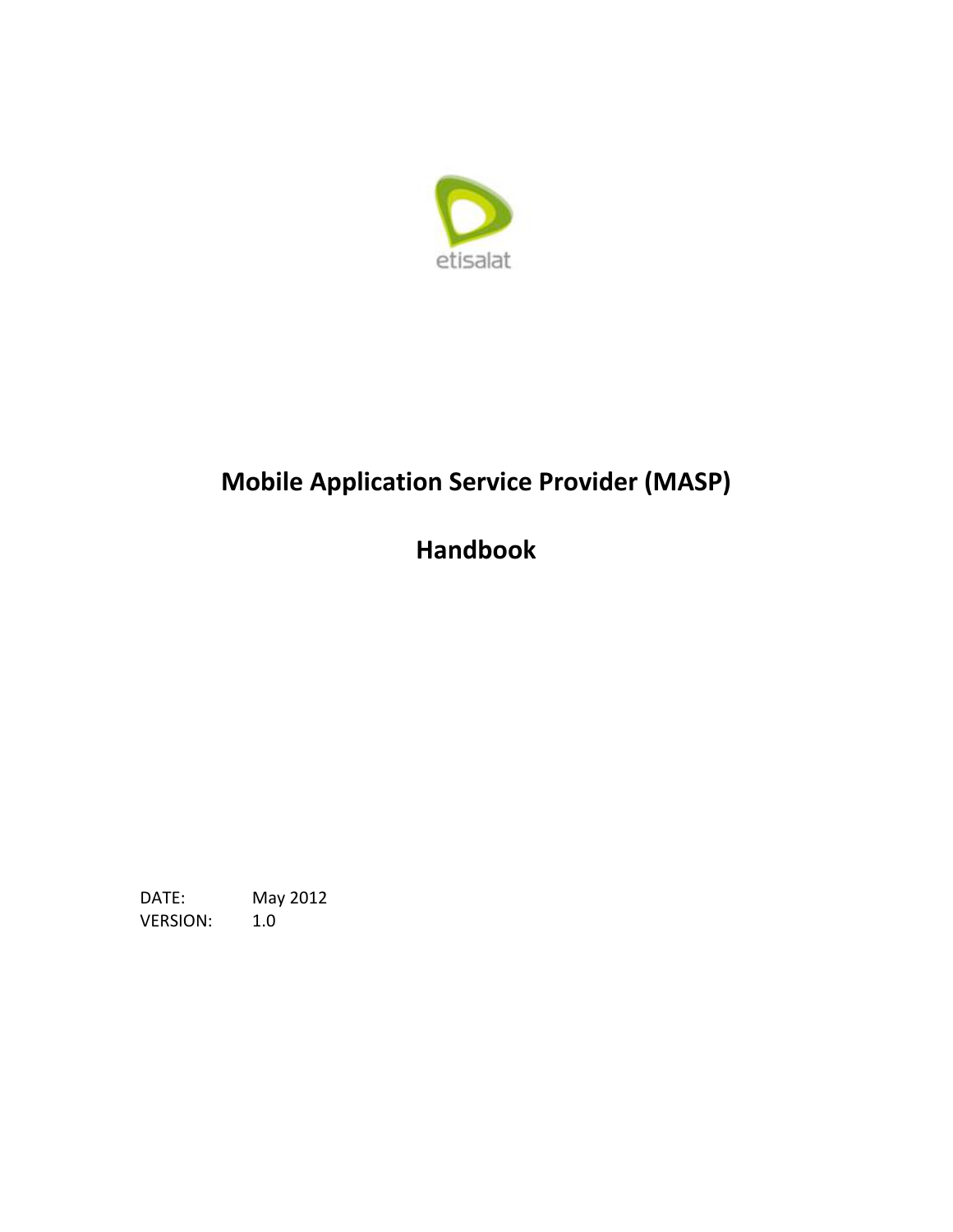etisalat

# Mobile Application Service Provider (MASP)

# Handbook

DATE: May 2012
VERSION: 1.0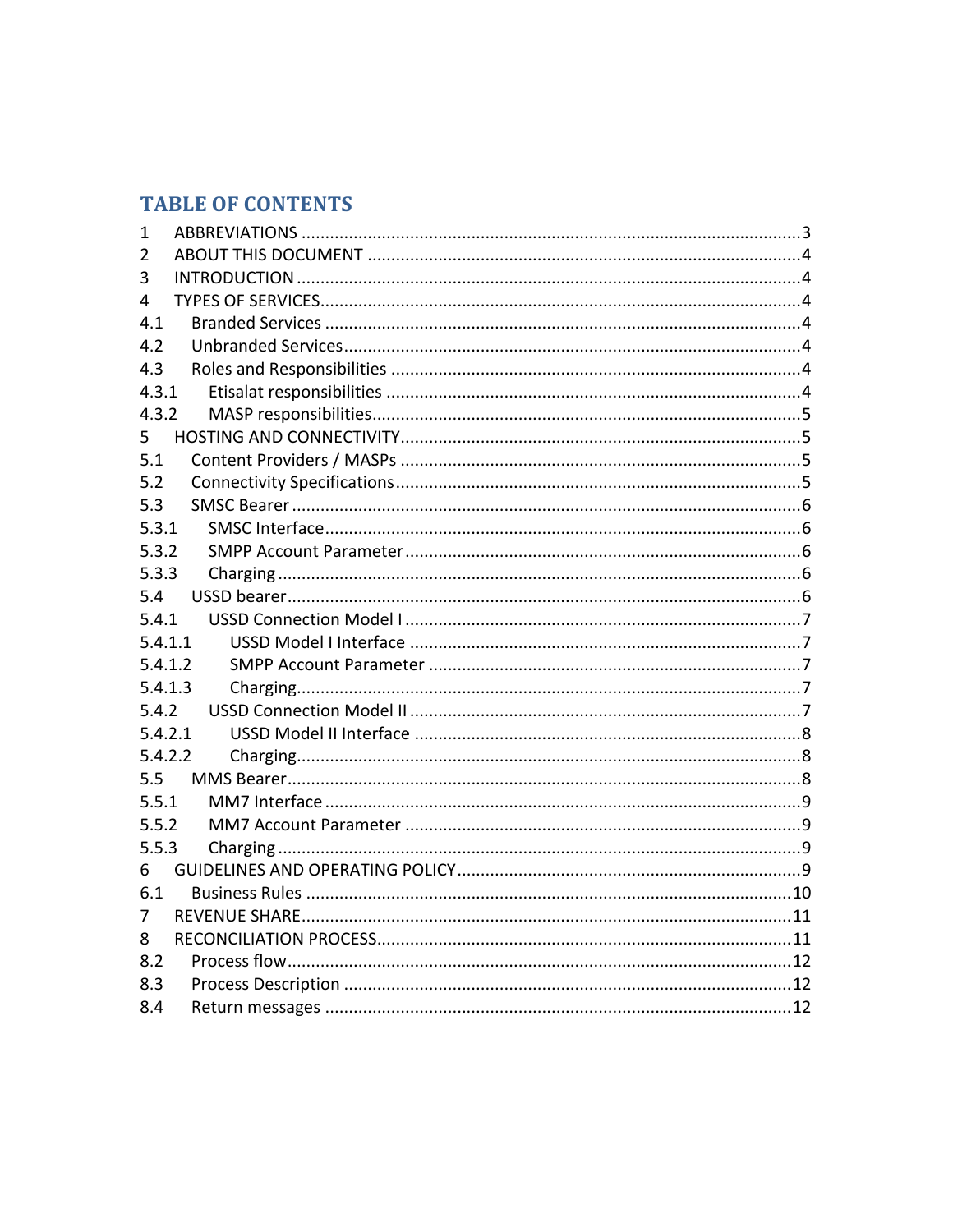# TABLE OF CONTENTS

1 ABBREVIATIONS ....................................................................................................3
2 ABOUT THIS DOCUMENT ....................................................................................4
3 INTRODUCTION ....................................................................................................4
4 TYPES OF SERVICES.............................................................................................4
4.1 Branded Services ................................................................................................4
4.2 Unbranded Services............................................................................................4
4.3 Roles and Responsibilities ..................................................................................4
4.3.1 Etisalat responsibilities ....................................................................................4
4.3.2 MASP responsibilities.......................................................................................5
5 HOSTING AND CONNECTIVITY............................................................................5
5.1 Content Providers / MASPs ................................................................................5
5.2 Connectivity Specifications.................................................................................5
5.3 SMSC Bearer .......................................................................................................6
5.3.1 SMSC Interface.................................................................................................6
5.3.2 SMPP Account Parameter ................................................................................6
5.3.3 Charging ...........................................................................................................6
5.4 USSD bearer........................................................................................................6
5.4.1 USSD Connection Model I ................................................................................7
5.4.1.1 USSD Model I Interface ................................................................................7
5.4.1.2 SMPP Account Parameter ............................................................................7
5.4.1.3 Charging.......................................................................................................7
5.4.2 USSD Connection Model II ...............................................................................7
5.4.2.1 USSD Model II Interface ...............................................................................8
5.4.2.2 Charging.......................................................................................................8
5.5 MMS Bearer.........................................................................................................8
5.5.1 MM7 Interface ..................................................................................................9
5.5.2 MM7 Account Parameter .................................................................................9
5.5.3 Charging ...........................................................................................................9
6 GUIDELINES AND OPERATING POLICY................................................................9
6.1 Business Rules ...................................................................................................10
7 REVENUE SHARE..................................................................................................11
8 RECONCILIATION PROCESS.................................................................................11
8.2 Process flow.......................................................................................................12
8.3 Process Description ...........................................................................................12
8.4 Return messages ...............................................................................................12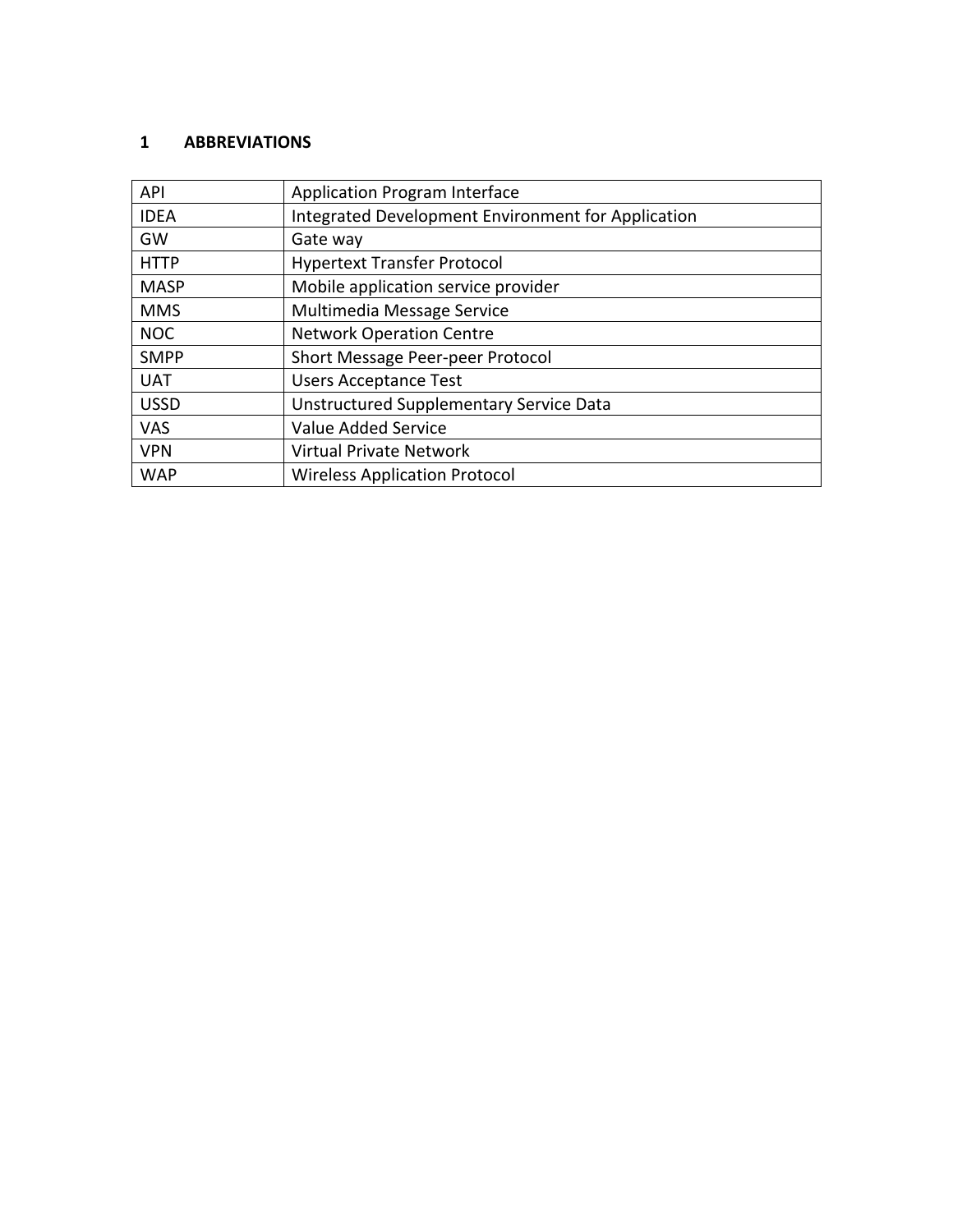# 1 ABBREVIATIONS

| | |
|---|---|
| API | Application Program Interface |
| IDEA | Integrated Development Environment for Application |
| GW | Gate way |
| HTTP | Hypertext Transfer Protocol |
| MASP | Mobile application service provider |
| MMS | Multimedia Message Service |
| NOC | Network Operation Centre |
| SMPP | Short Message Peer-peer Protocol |
| UAT | Users Acceptance Test |
| USSD | Unstructured Supplementary Service Data |
| VAS | Value Added Service |
| VPN | Virtual Private Network |
| WAP | Wireless Application Protocol |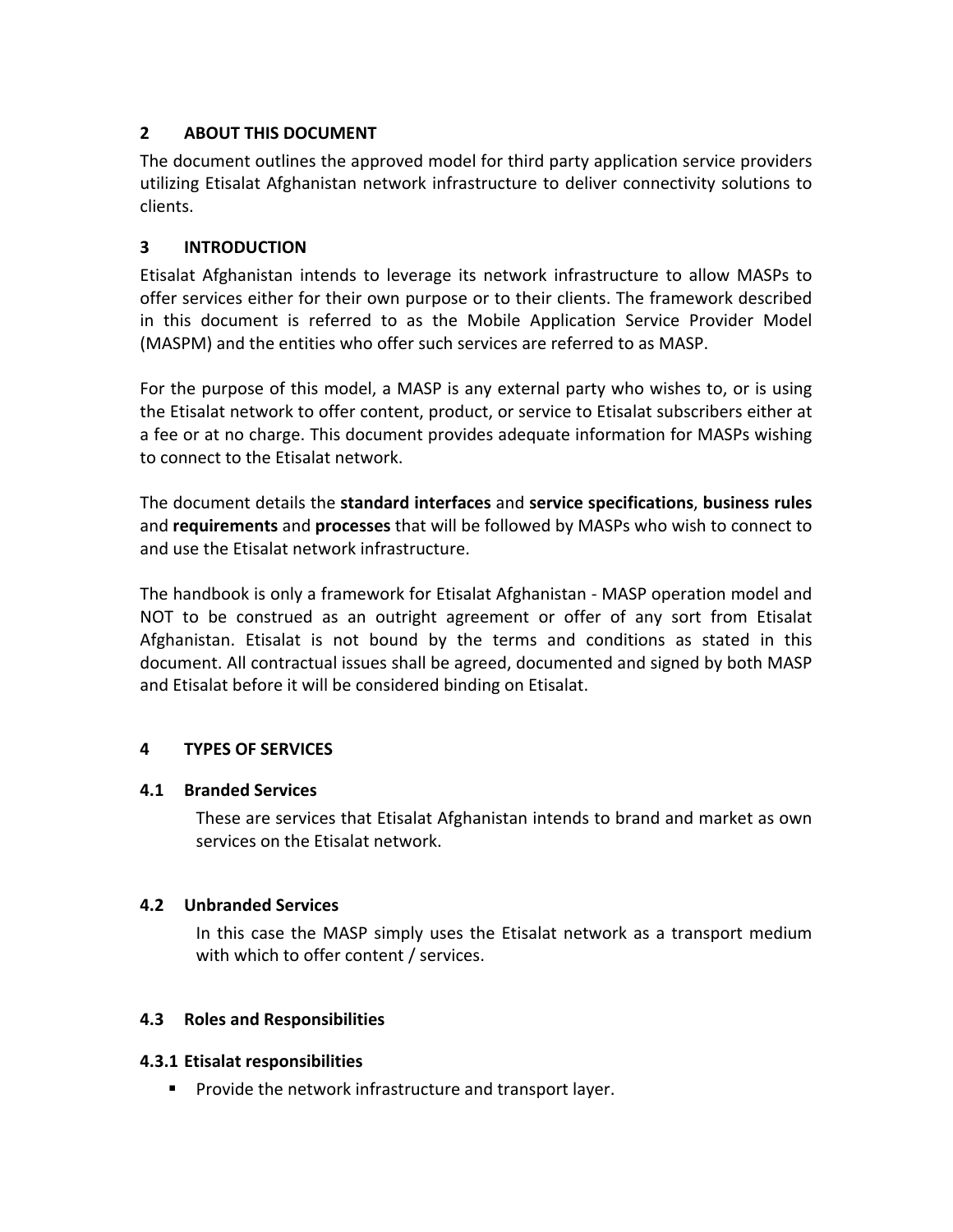## 2 ABOUT THIS DOCUMENT

The document outlines the approved model for third party application service providers utilizing Etisalat Afghanistan network infrastructure to deliver connectivity solutions to clients.

## 3 INTRODUCTION

Etisalat Afghanistan intends to leverage its network infrastructure to allow MASPs to offer services either for their own purpose or to their clients. The framework described in this document is referred to as the Mobile Application Service Provider Model (MASPM) and the entities who offer such services are referred to as MASP.

For the purpose of this model, a MASP is any external party who wishes to, or is using the Etisalat network to offer content, product, or service to Etisalat subscribers either at a fee or at no charge. This document provides adequate information for MASPs wishing to connect to the Etisalat network.

The document details the **standard interfaces** and **service specifications**, **business rules** and **requirements** and **processes** that will be followed by MASPs who wish to connect to and use the Etisalat network infrastructure.

The handbook is only a framework for Etisalat Afghanistan - MASP operation model and NOT to be construed as an outright agreement or offer of any sort from Etisalat Afghanistan. Etisalat is not bound by the terms and conditions as stated in this document. All contractual issues shall be agreed, documented and signed by both MASP and Etisalat before it will be considered binding on Etisalat.

## 4 TYPES OF SERVICES

### 4.1 Branded Services

These are services that Etisalat Afghanistan intends to brand and market as own services on the Etisalat network.

### 4.2 Unbranded Services

In this case the MASP simply uses the Etisalat network as a transport medium with which to offer content / services.

### 4.3 Roles and Responsibilities

#### 4.3.1 Etisalat responsibilities

- Provide the network infrastructure and transport layer.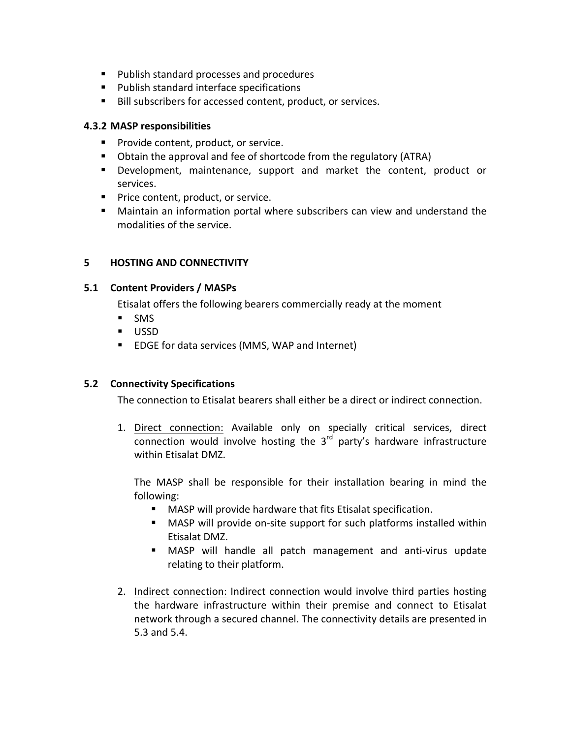- Publish standard processes and procedures
- Publish standard interface specifications
- Bill subscribers for accessed content, product, or services.

### 4.3.2 MASP responsibilities

- Provide content, product, or service.
- Obtain the approval and fee of shortcode from the regulatory (ATRA)
- Development, maintenance, support and market the content, product or services.
- Price content, product, or service.
- Maintain an information portal where subscribers can view and understand the modalities of the service.

## 5 HOSTING AND CONNECTIVITY

### 5.1 Content Providers / MASPs

Etisalat offers the following bearers commercially ready at the moment

- SMS
- USSD
- EDGE for data services (MMS, WAP and Internet)

### 5.2 Connectivity Specifications

The connection to Etisalat bearers shall either be a direct or indirect connection.

1. <u>Direct connection:</u> Available only on specially critical services, direct connection would involve hosting the 3rd party's hardware infrastructure within Etisalat DMZ.

   The MASP shall be responsible for their installation bearing in mind the following:

   - MASP will provide hardware that fits Etisalat specification.
   - MASP will provide on-site support for such platforms installed within Etisalat DMZ.
   - MASP will handle all patch management and anti-virus update relating to their platform.

2. <u>Indirect connection:</u> Indirect connection would involve third parties hosting the hardware infrastructure within their premise and connect to Etisalat network through a secured channel. The connectivity details are presented in 5.3 and 5.4.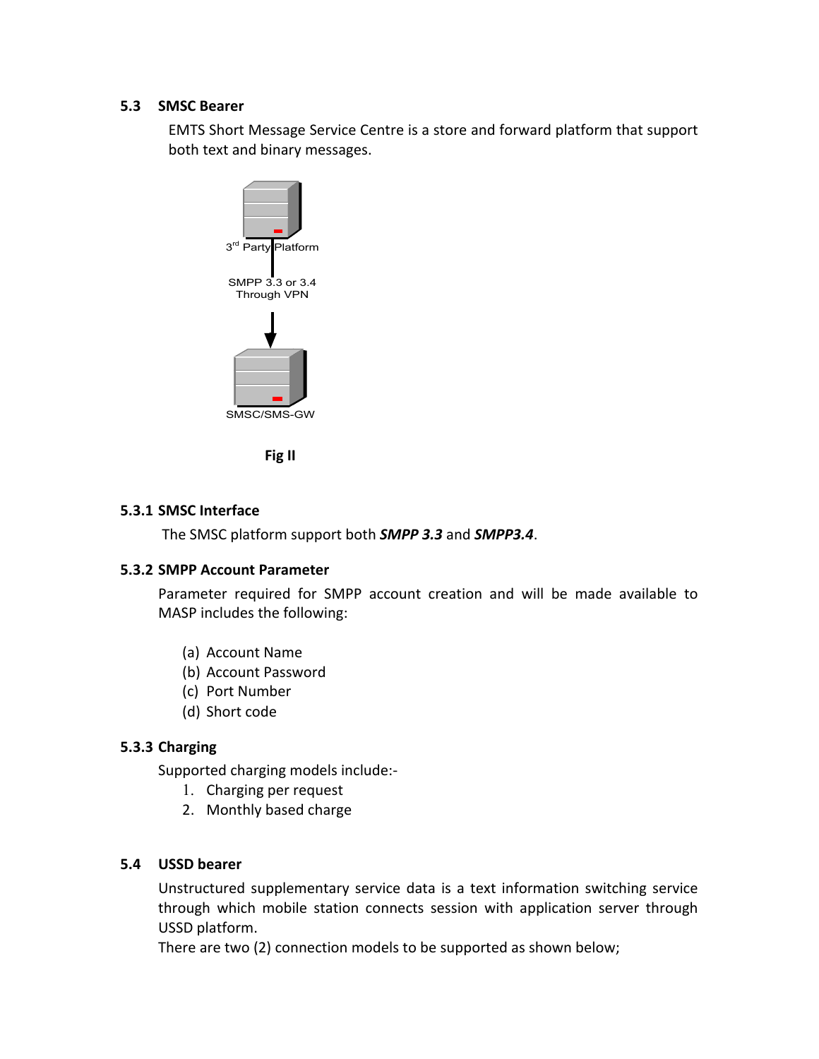### 5.3 SMSC Bearer

EMTS Short Message Service Centre is a store and forward platform that support both text and binary messages.

3rd Party Platform

SMPP 3.3 or 3.4
Through VPN

SMSC/SMS-GW

**Fig II**

#### 5.3.1 SMSC Interface

The SMSC platform support both ***SMPP 3.3*** and ***SMPP3.4***.

#### 5.3.2 SMPP Account Parameter

Parameter required for SMPP account creation and will be made available to MASP includes the following:

(a) Account Name
(b) Account Password
(c) Port Number
(d) Short code

#### 5.3.3 Charging

Supported charging models include:-

1. Charging per request
2. Monthly based charge

### 5.4 USSD bearer

Unstructured supplementary service data is a text information switching service through which mobile station connects session with application server through USSD platform.

There are two (2) connection models to be supported as shown below;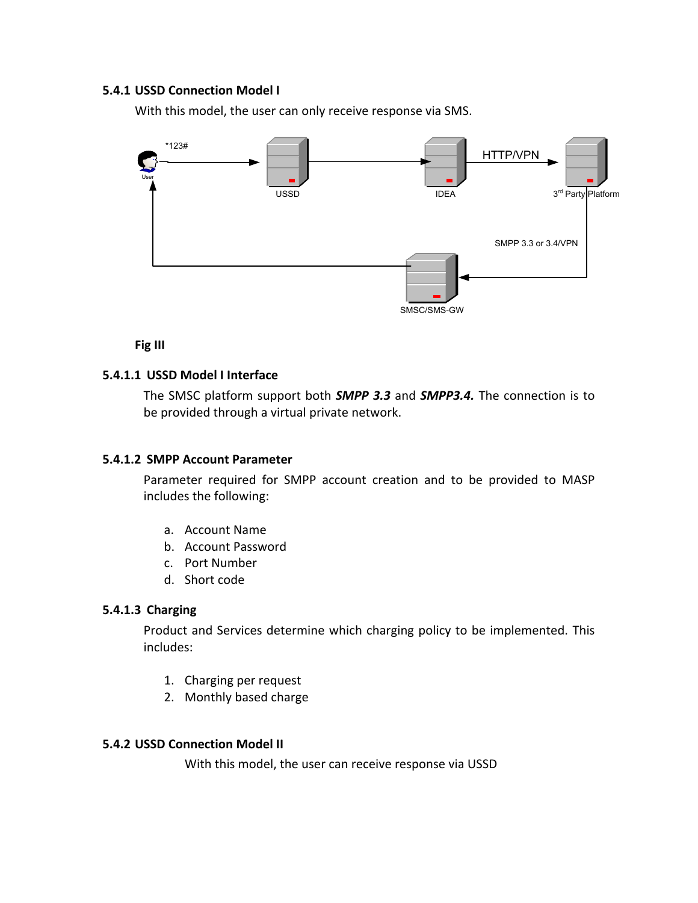### 5.4.1 USSD Connection Model I

With this model, the user can only receive response via SMS.

*123#

User

USSD

IDEA

HTTP/VPN

3rd Party Platform

SMPP 3.3 or 3.4/VPN

SMSC/SMS-GW

**Fig III**

#### 5.4.1.1 USSD Model I Interface

The SMSC platform support both ***SMPP 3.3*** and ***SMPP3.4.*** The connection is to be provided through a virtual private network.

#### 5.4.1.2 SMPP Account Parameter

Parameter required for SMPP account creation and to be provided to MASP includes the following:

a. Account Name
b. Account Password
c. Port Number
d. Short code

#### 5.4.1.3 Charging

Product and Services determine which charging policy to be implemented. This includes:

1. Charging per request
2. Monthly based charge

### 5.4.2 USSD Connection Model II

With this model, the user can receive response via USSD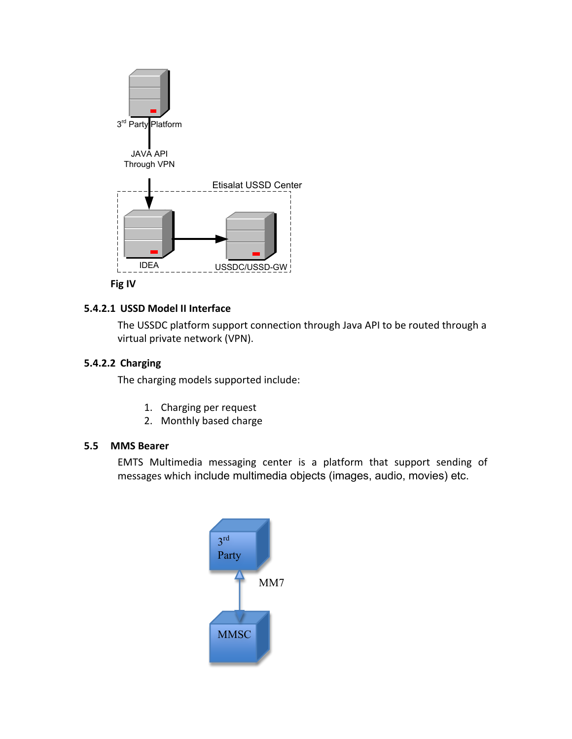Fig IV

#### 5.4.2.1 USSD Model II Interface

The USSDC platform support connection through Java API to be routed through a virtual private network (VPN).

#### 5.4.2.2 Charging

The charging models supported include:

1. Charging per request
2. Monthly based charge

### 5.5 MMS Bearer

EMTS Multimedia messaging center is a platform that support sending of messages which include multimedia objects (images, audio, movies) etc.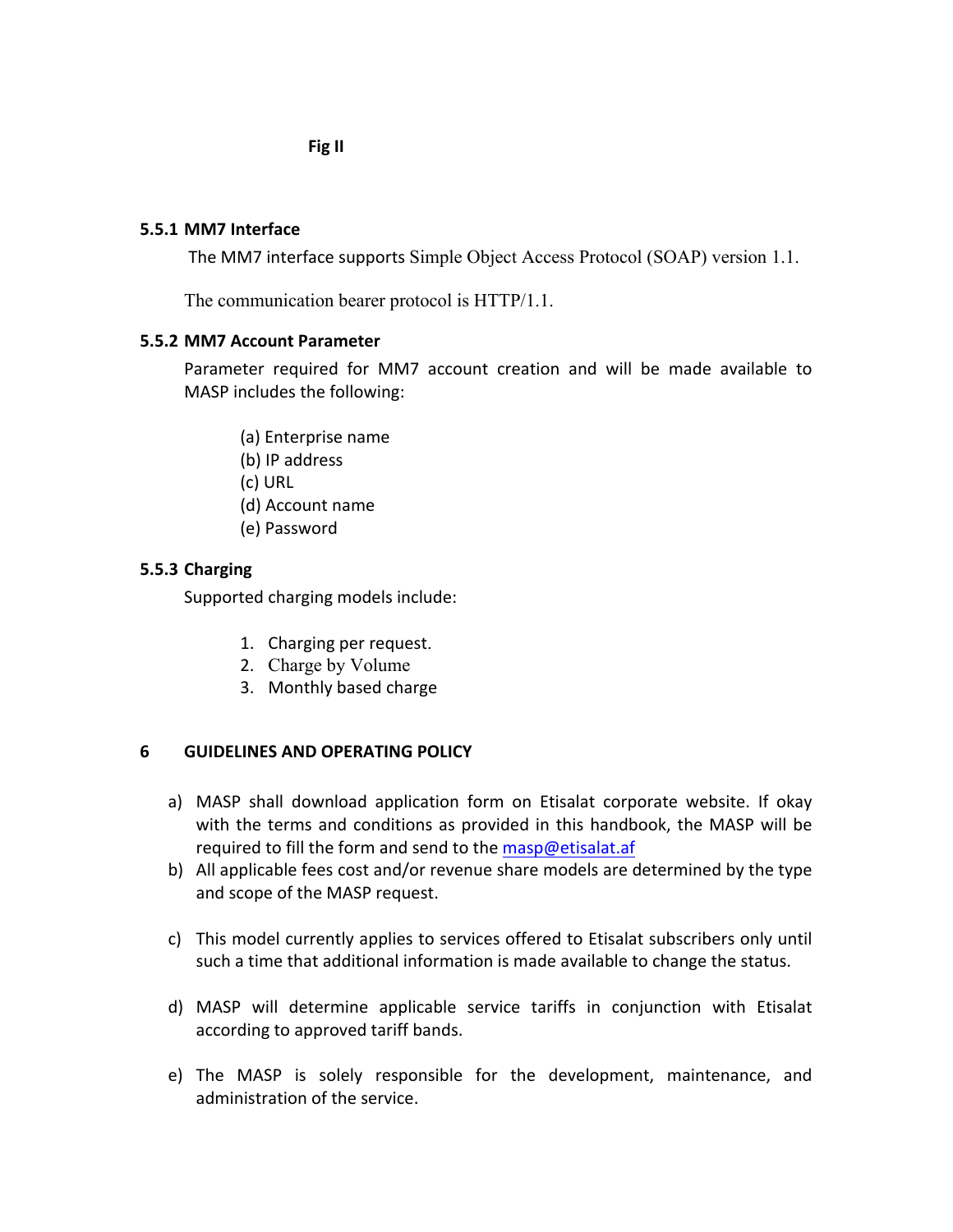Fig II

### 5.5.1 MM7 Interface

The MM7 interface supports Simple Object Access Protocol (SOAP) version 1.1.

The communication bearer protocol is HTTP/1.1.

### 5.5.2 MM7 Account Parameter

Parameter required for MM7 account creation and will be made available to MASP includes the following:

(a) Enterprise name
(b) IP address
(c) URL
(d) Account name
(e) Password

### 5.5.3 Charging

Supported charging models include:

1. Charging per request.
2. Charge by Volume
3. Monthly based charge

## 6 GUIDELINES AND OPERATING POLICY

a) MASP shall download application form on Etisalat corporate website. If okay with the terms and conditions as provided in this handbook, the MASP will be required to fill the form and send to the masp@etisalat.af
b) All applicable fees cost and/or revenue share models are determined by the type and scope of the MASP request.
c) This model currently applies to services offered to Etisalat subscribers only until such a time that additional information is made available to change the status.
d) MASP will determine applicable service tariffs in conjunction with Etisalat according to approved tariff bands.
e) The MASP is solely responsible for the development, maintenance, and administration of the service.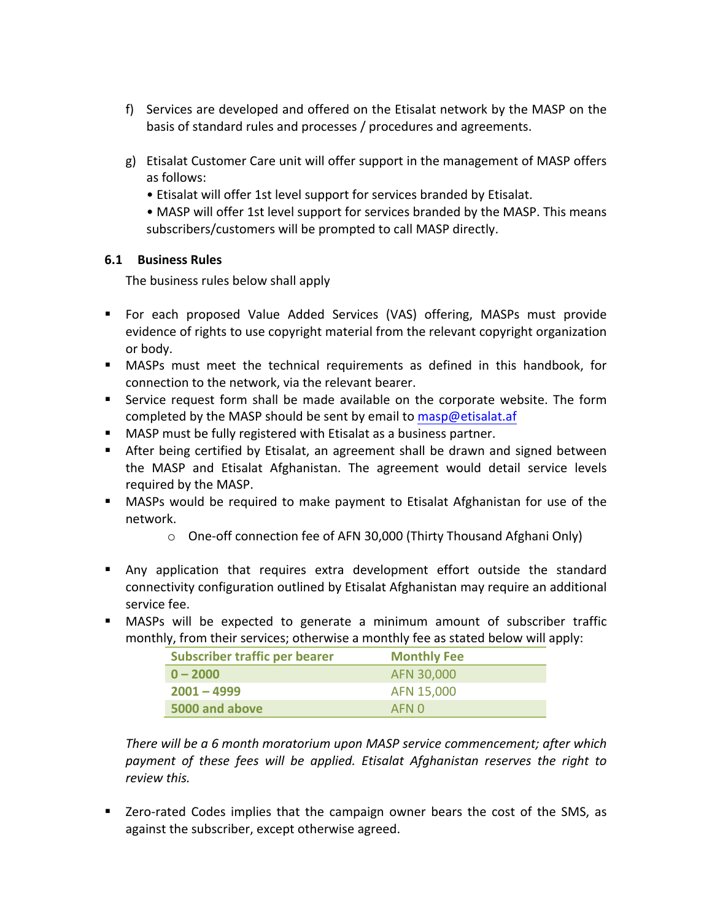f) Services are developed and offered on the Etisalat network by the MASP on the basis of standard rules and processes / procedures and agreements.

g) Etisalat Customer Care unit will offer support in the management of MASP offers as follows:
   • Etisalat will offer 1st level support for services branded by Etisalat.
   • MASP will offer 1st level support for services branded by the MASP. This means subscribers/customers will be prompted to call MASP directly.

### 6.1 Business Rules

The business rules below shall apply

- For each proposed Value Added Services (VAS) offering, MASPs must provide evidence of rights to use copyright material from the relevant copyright organization or body.
- MASPs must meet the technical requirements as defined in this handbook, for connection to the network, via the relevant bearer.
- Service request form shall be made available on the corporate website. The form completed by the MASP should be sent by email to masp@etisalat.af
- MASP must be fully registered with Etisalat as a business partner.
- After being certified by Etisalat, an agreement shall be drawn and signed between the MASP and Etisalat Afghanistan. The agreement would detail service levels required by the MASP.
- MASPs would be required to make payment to Etisalat Afghanistan for use of the network.
    - One-off connection fee of AFN 30,000 (Thirty Thousand Afghani Only)

- Any application that requires extra development effort outside the standard connectivity configuration outlined by Etisalat Afghanistan may require an additional service fee.
- MASPs will be expected to generate a minimum amount of subscriber traffic monthly, from their services; otherwise a monthly fee as stated below will apply:

| Subscriber traffic per bearer | Monthly Fee |
| --- | --- |
| **0 – 2000** | AFN 30,000 |
| **2001 – 4999** | AFN 15,000 |
| **5000 and above** | AFN 0 |

*There will be a 6 month moratorium upon MASP service commencement; after which payment of these fees will be applied. Etisalat Afghanistan reserves the right to review this.*

- Zero-rated Codes implies that the campaign owner bears the cost of the SMS, as against the subscriber, except otherwise agreed.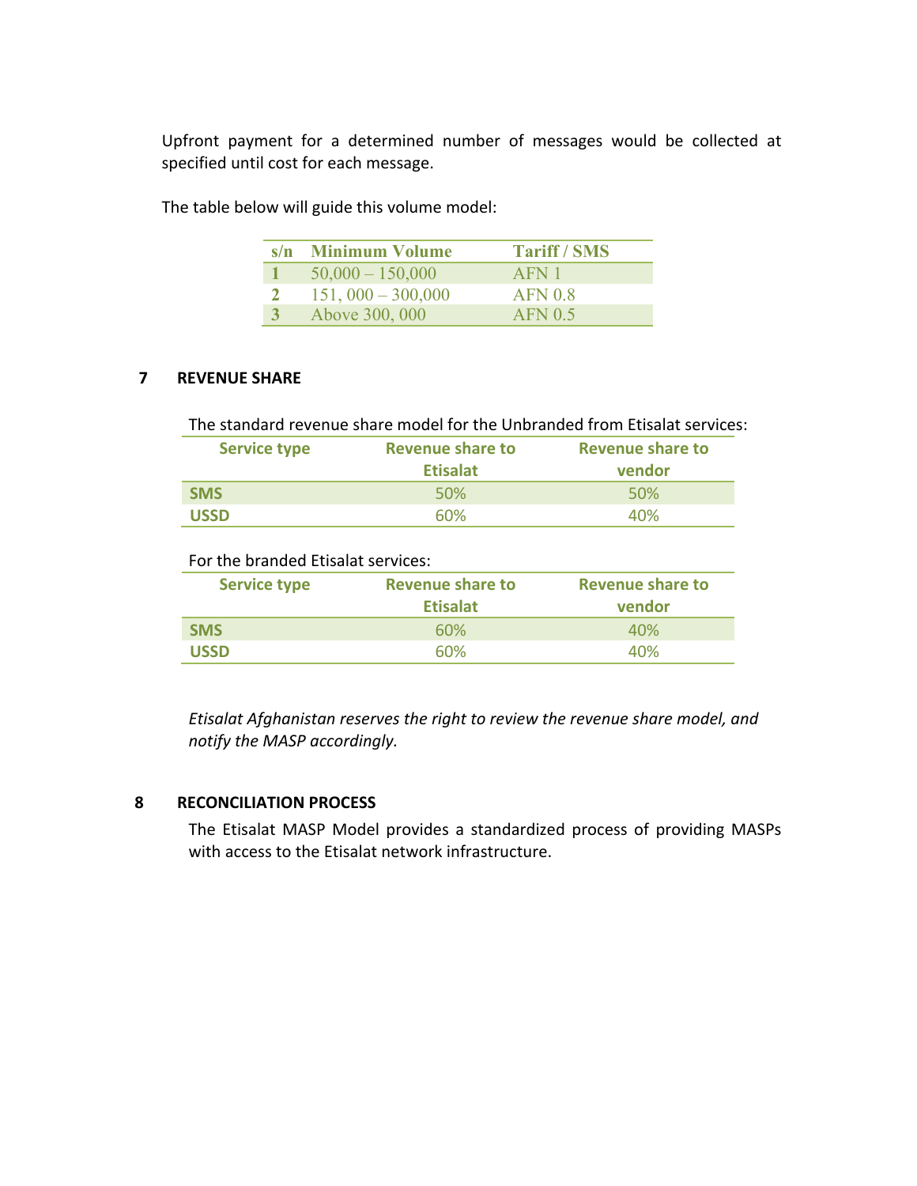Upfront payment for a determined number of messages would be collected at specified until cost for each message.

The table below will guide this volume model:

| s/n | Minimum Volume | Tariff / SMS |
|---|---|---|
| 1 | 50,000 – 150,000 | AFN 1 |
| 2 | 151, 000 – 300,000 | AFN 0.8 |
| 3 | Above 300, 000 | AFN 0.5 |

## 7 REVENUE SHARE

The standard revenue share model for the Unbranded from Etisalat services:

| Service type | Revenue share to Etisalat | Revenue share to vendor |
|---|---|---|
| **SMS** | 50% | 50% |
| **USSD** | 60% | 40% |

For the branded Etisalat services:

| Service type | Revenue share to Etisalat | Revenue share to vendor |
|---|---|---|
| **SMS** | 60% | 40% |
| **USSD** | 60% | 40% |

*Etisalat Afghanistan reserves the right to review the revenue share model, and notify the MASP accordingly.*

## 8 RECONCILIATION PROCESS

The Etisalat MASP Model provides a standardized process of providing MASPs with access to the Etisalat network infrastructure.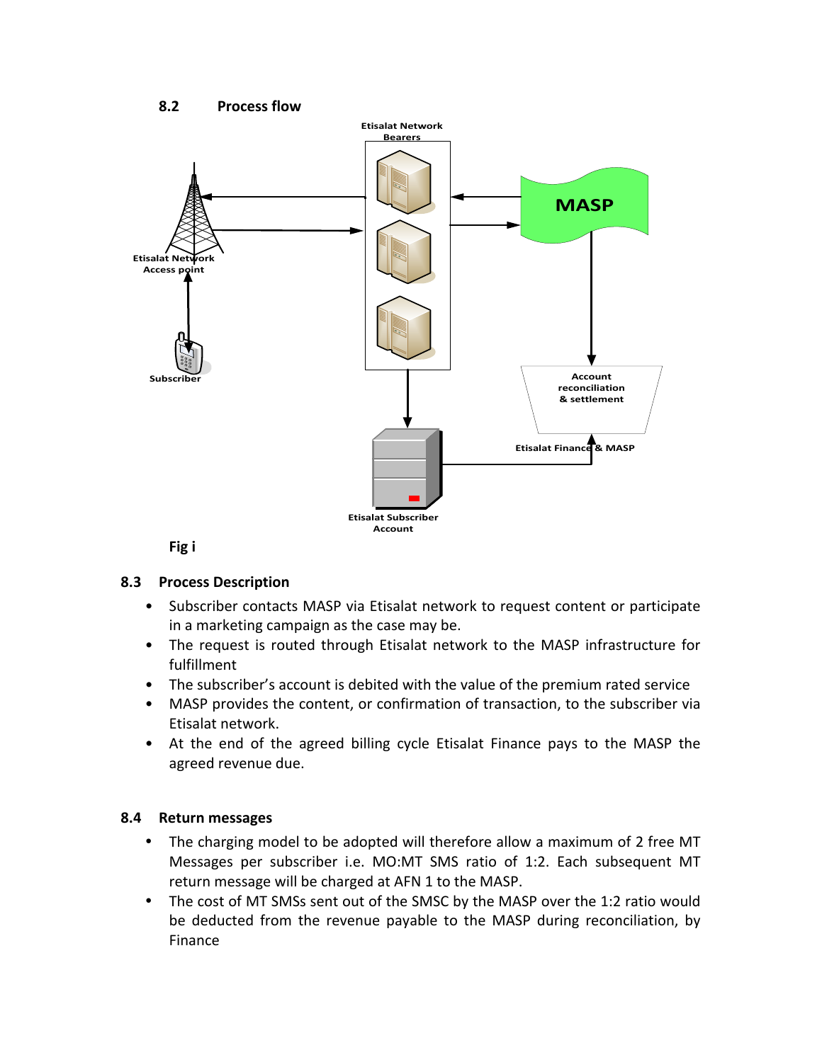## 8.2 Process flow

Etisalat Network Bearers

MASP

Etisalat Network Access point

Subscriber

Account reconciliation & settlement

Etisalat Finance & MASP

Etisalat Subscriber Account

**Fig i**

## 8.3 Process Description

- Subscriber contacts MASP via Etisalat network to request content or participate in a marketing campaign as the case may be.
- The request is routed through Etisalat network to the MASP infrastructure for fulfillment
- The subscriber's account is debited with the value of the premium rated service
- MASP provides the content, or confirmation of transaction, to the subscriber via Etisalat network.
- At the end of the agreed billing cycle Etisalat Finance pays to the MASP the agreed revenue due.

## 8.4 Return messages

- The charging model to be adopted will therefore allow a maximum of 2 free MT Messages per subscriber i.e. MO:MT SMS ratio of 1:2. Each subsequent MT return message will be charged at AFN 1 to the MASP.
- The cost of MT SMSs sent out of the SMSC by the MASP over the 1:2 ratio would be deducted from the revenue payable to the MASP during reconciliation, by Finance